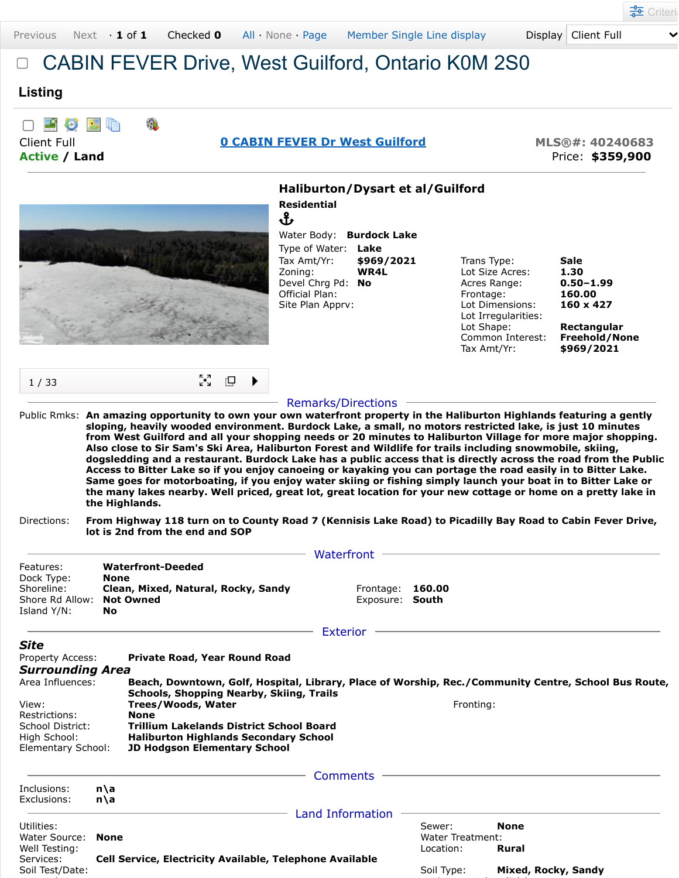# CABIN FEVER Drive, West Guilford, Ontario K0M 2S0

## Listing

Client Full
**Active / Land**

**0 CABIN FEVER Dr West Guilford**

MLS®#: 40240683
Price: **$359,900**

### Haliburton/Dysart et al/Guilford

**Residential**

| | | | |
|---|---|---|---|
| Water Body: | **Burdock Lake** | | |
| Type of Water: | **Lake** | | |
| Tax Amt/Yr: | **$969/2021** | Trans Type: | **Sale** |
| Zoning: | **WR4L** | Lot Size Acres: | **1.30** |
| Devel Chrg Pd: | **No** | Acres Range: | **0.50-1.99** |
| Official Plan: | | Frontage: | **160.00** |
| Site Plan Apprv: | | Lot Dimensions: | **160 x 427** |
| | | Lot Irregularities: | |
| | | Lot Shape: | **Rectangular** |
| | | Common Interest: | **Freehold/None** |
| | | Tax Amt/Yr: | **$969/2021** |

1 / 33

## Remarks/Directions

Public Rmks: **An amazing opportunity to own your own waterfront property in the Haliburton Highlands featuring a gently sloping, heavily wooded environment. Burdock Lake, a small, no motors restricted lake, is just 10 minutes from West Guilford and all your shopping needs or 20 minutes to Haliburton Village for more major shopping. Also close to Sir Sam's Ski Area, Haliburton Forest and Wildlife for trails including snowmobile, skiing, dogsledding and a restaurant. Burdock Lake has a public access that is directly across the road from the Public Access to Bitter Lake so if you enjoy canoeing or kayaking you can portage the road easily in to Bitter Lake. Same goes for motorboating, if you enjoy water skiing or fishing simply launch your boat in to Bitter Lake or the many lakes nearby. Well priced, great lot, great location for your new cottage or home on a pretty lake in the Highlands.**

Directions: **From Highway 118 turn on to County Road 7 (Kennisis Lake Road) to Picadilly Bay Road to Cabin Fever Drive, lot is 2nd from the end and SOP**

## Waterfront

| | | | |
|---|---|---|---|
| Features: | **Waterfront-Deeded** | | |
| Dock Type: | **None** | | |
| Shoreline: | **Clean, Mixed, Natural, Rocky, Sandy** | Frontage: | **160.00** |
| Shore Rd Allow: | **Not Owned** | Exposure: | **South** |
| Island Y/N: | **No** | | |

## Exterior

***Site***

Property Access: **Private Road, Year Round Road**

***Surrounding Area***

Area Influences: **Beach, Downtown, Golf, Hospital, Library, Place of Worship, Rec./Community Centre, School Bus Route, Schools, Shopping Nearby, Skiing, Trails**

View: **Trees/Woods, Water**
Fronting:
Restrictions: **None**
School District: **Trillium Lakelands District School Board**
High School: **Haliburton Highlands Secondary School**
Elementary School: **JD Hodgson Elementary School**

## Comments

Inclusions: **n\a**
Exclusions: **n\a**

## Land Information

| | | | |
|---|---|---|---|
| Utilities: | | Sewer: | **None** |
| Water Source: | **None** | Water Treatment: | |
| Well Testing: | | Location: | **Rural** |
| Services: | **Cell Service, Electricity Available, Telephone Available** | | |
| Soil Test/Date: | | Soil Type: | **Mixed, Rocky, Sandy** |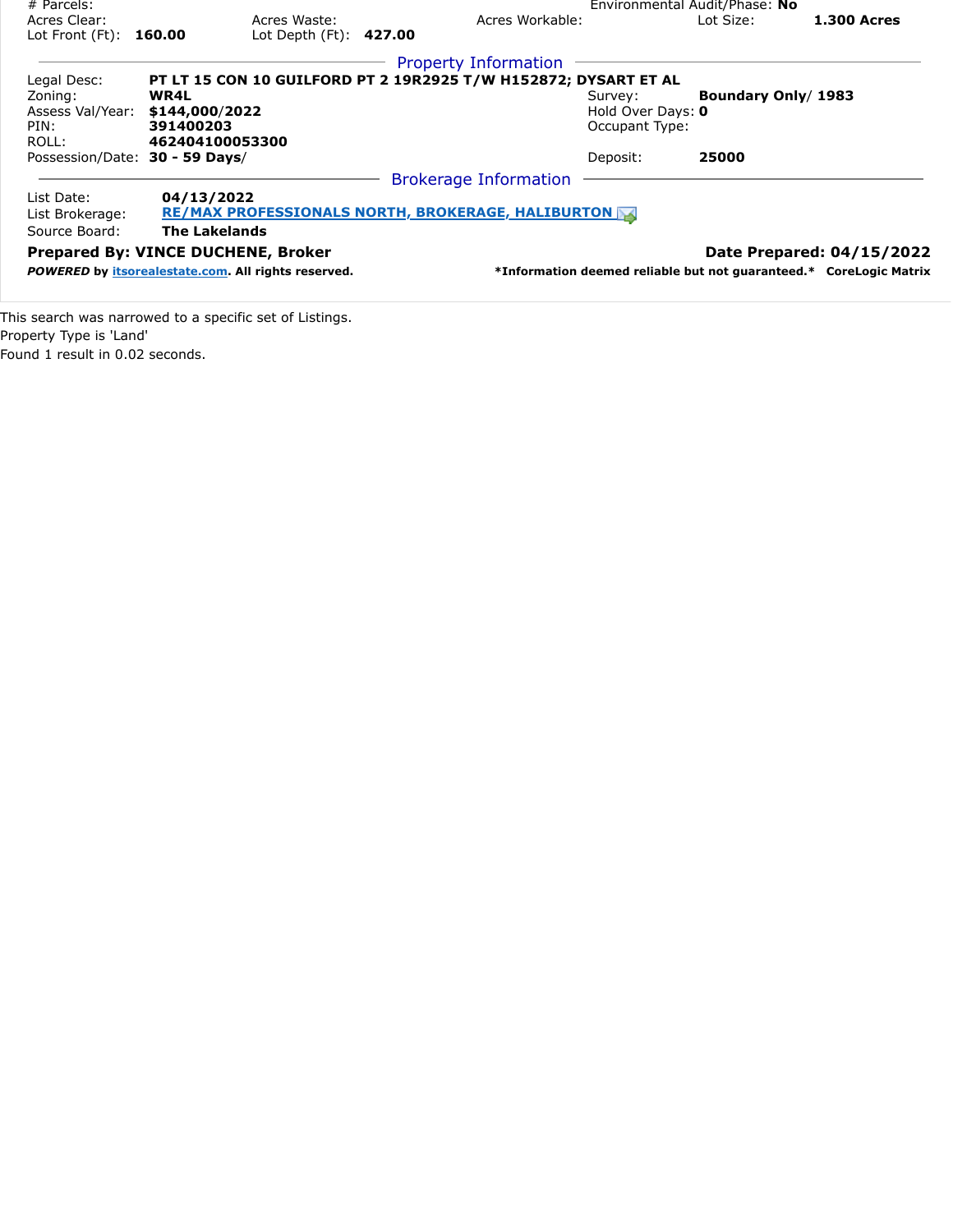| | | | | | | | |
|---|---|---|---|---|---|---|---|
| # Parcels: | | | | | Environmental Audit/Phase: **No** | | |
| Acres Clear: | | Acres Waste: | | Acres Workable: | | Lot Size: | **1.300 Acres** |
| Lot Front (Ft): | **160.00** | Lot Depth (Ft): | **427.00** | | | | |

## Property Information

| | | | |
|---|---|---|---|
| Legal Desc: | **PT LT 15 CON 10 GUILFORD PT 2 19R2925 T/W H152872; DYSART ET AL** | | |
| Zoning: | **WR4L** | Survey: | **Boundary Only**/ **1983** |
| Assess Val/Year: | **$144,000**/**2022** | Hold Over Days: | **0** |
| PIN: | **391400203** | Occupant Type: | |
| ROLL: | **462404100053300** | | |
| Possession/Date: | **30 - 59 Days**/ | Deposit: | **25000** |

## Brokerage Information

| | |
|---|---|
| List Date: | **04/13/2022** |
| List Brokerage: | **RE/MAX PROFESSIONALS NORTH, BROKERAGE, HALIBURTON** |
| Source Board: | **The Lakelands** |

**Prepared By: VINCE DUCHENE, Broker** **Date Prepared: 04/15/2022**

***POWERED* by itsorealestate.com. All rights reserved.** ***Information deemed reliable but not guaranteed.*** **CoreLogic Matrix**

This search was narrowed to a specific set of Listings.
Property Type is 'Land'
Found 1 result in 0.02 seconds.